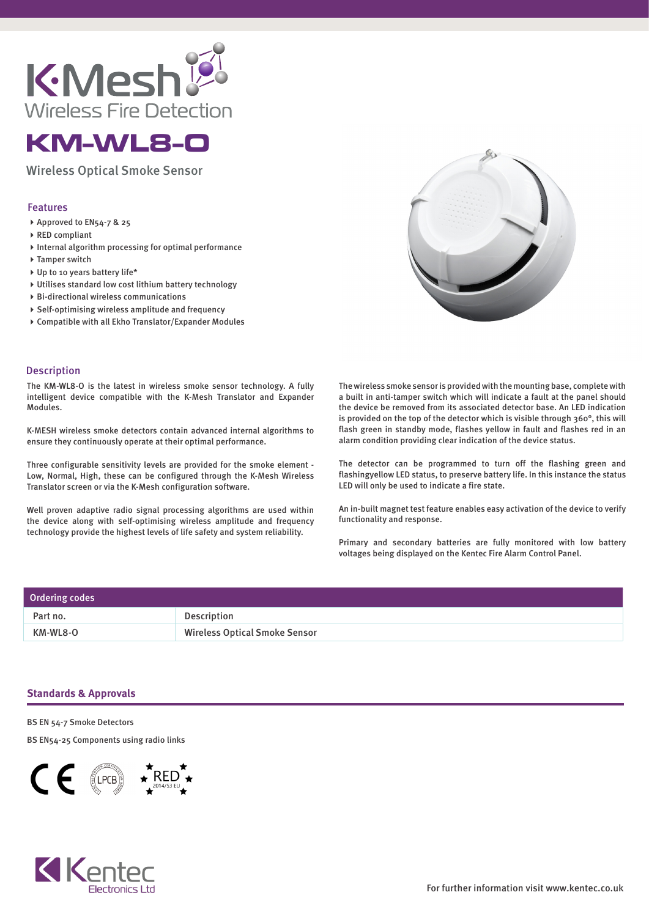# K·Mesh

Wireless Fire Detection

# KM-WL8-O

Wireless Optical Smoke Sensor

## Features

- Approved to EN54-7 & 25
- RED compliant
- Internal algorithm processing for optimal performance
- Tamper switch
- Up to 10 years battery life*
- Utilises standard low cost lithium battery technology
- Bi-directional wireless communications
- Self-optimising wireless amplitude and frequency
- Compatible with all Ekho Translator/Expander Modules

## Description

The KM-WL8-O is the latest in wireless smoke sensor technology. A fully intelligent device compatible with the K-Mesh Translator and Expander Modules.

K-MESH wireless smoke detectors contain advanced internal algorithms to ensure they continuously operate at their optimal performance.

Three configurable sensitivity levels are provided for the smoke element - Low, Normal, High, these can be configured through the K-Mesh Wireless Translator screen or via the K-Mesh configuration software.

Well proven adaptive radio signal processing algorithms are used within the device along with self-optimising wireless amplitude and frequency technology provide the highest levels of life safety and system reliability.

The wireless smoke sensor is provided with the mounting base, complete with a built in anti-tamper switch which will indicate a fault at the panel should the device be removed from its associated detector base. An LED indication is provided on the top of the detector which is visible through 360°, this will flash green in standby mode, flashes yellow in fault and flashes red in an alarm condition providing clear indication of the device status.

The detector can be programmed to turn off the flashing green and flashingyellow LED status, to preserve battery life. In this instance the status LED will only be used to indicate a fire state.

An in-built magnet test feature enables easy activation of the device to verify functionality and response.

Primary and secondary batteries are fully monitored with low battery voltages being displayed on the Kentec Fire Alarm Control Panel.

## Ordering codes

| Part no. | Description |
|---|---|
| KM-WL8-O | Wireless Optical Smoke Sensor |

## Standards & Approvals

BS EN 54-7 Smoke Detectors

BS EN54-25 Components using radio links

CE LPCB RED 2014/53 EU

Kentec Electronics Ltd

For further information visit www.kentec.co.uk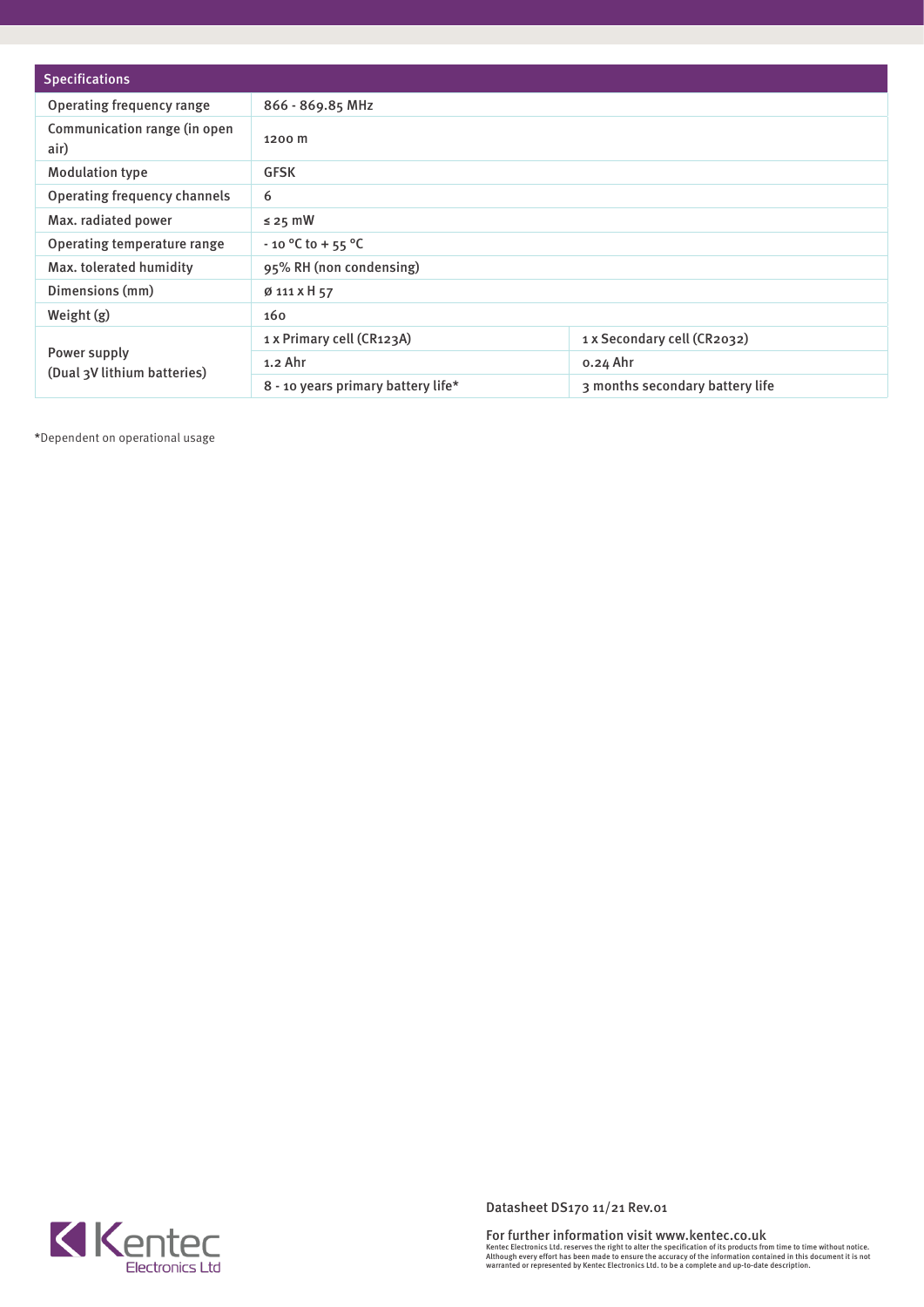| Specifications | | |
|---|---|---|
| Operating frequency range | 866 - 869.85 MHz | |
| Communication range (in open air) | 1200 m | |
| Modulation type | GFSK | |
| Operating frequency channels | 6 | |
| Max. radiated power | ≤ 25 mW | |
| Operating temperature range | - 10 °C to + 55 °C | |
| Max. tolerated humidity | 95% RH (non condensing) | |
| Dimensions (mm) | Ø 111 x H 57 | |
| Weight (g) | 160 | |
| Power supply (Dual 3V lithium batteries) | 1 x Primary cell (CR123A) | 1 x Secondary cell (CR2032) |
| | 1.2 Ahr | 0.24 Ahr |
| | 8 - 10 years primary battery life* | 3 months secondary battery life |

*Dependent on operational usage

Kentec Electronics Ltd

Datasheet DS170 11/21 Rev.01

For further information visit www.kentec.co.uk

Kentec Electronics Ltd. reserves the right to alter the specification of its products from time to time without notice. Although every effort has been made to ensure the accuracy of the information contained in this document it is not warranted or represented by Kentec Electronics Ltd. to be a complete and up-to-date description.